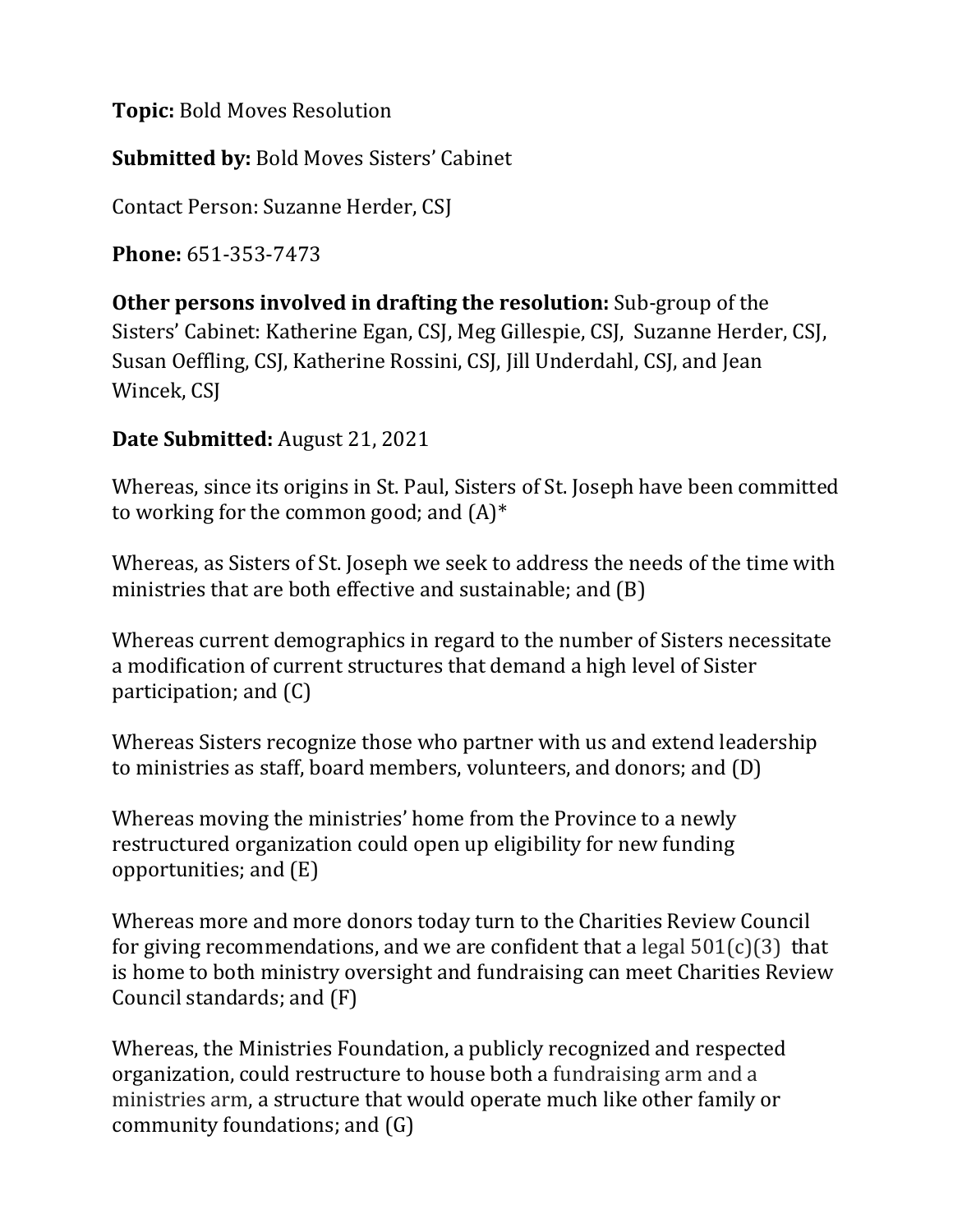**Topic:** Bold Moves Resolution

**Submitted by:** Bold Moves Sisters' Cabinet

Contact Person: Suzanne Herder, CSJ

**Phone:** 651-353-7473

**Other persons involved in drafting the resolution:** Sub-group of the Sisters' Cabinet: Katherine Egan, CSJ, Meg Gillespie, CSJ, Suzanne Herder, CSJ, Susan Oeffling, CSJ, Katherine Rossini, CSJ, Jill Underdahl, CSJ, and Jean Wincek, CSJ

**Date Submitted:** August 21, 2021

Whereas, since its origins in St. Paul, Sisters of St. Joseph have been committed to working for the common good; and (A)*

Whereas, as Sisters of St. Joseph we seek to address the needs of the time with ministries that are both effective and sustainable; and (B)

Whereas current demographics in regard to the number of Sisters necessitate a modification of current structures that demand a high level of Sister participation; and (C)

Whereas Sisters recognize those who partner with us and extend leadership to ministries as staff, board members, volunteers, and donors; and (D)

Whereas moving the ministries' home from the Province to a newly restructured organization could open up eligibility for new funding opportunities; and (E)

Whereas more and more donors today turn to the Charities Review Council for giving recommendations, and we are confident that a legal 501(c)(3) that is home to both ministry oversight and fundraising can meet Charities Review Council standards; and (F)

Whereas, the Ministries Foundation, a publicly recognized and respected organization, could restructure to house both a fundraising arm and a ministries arm, a structure that would operate much like other family or community foundations; and (G)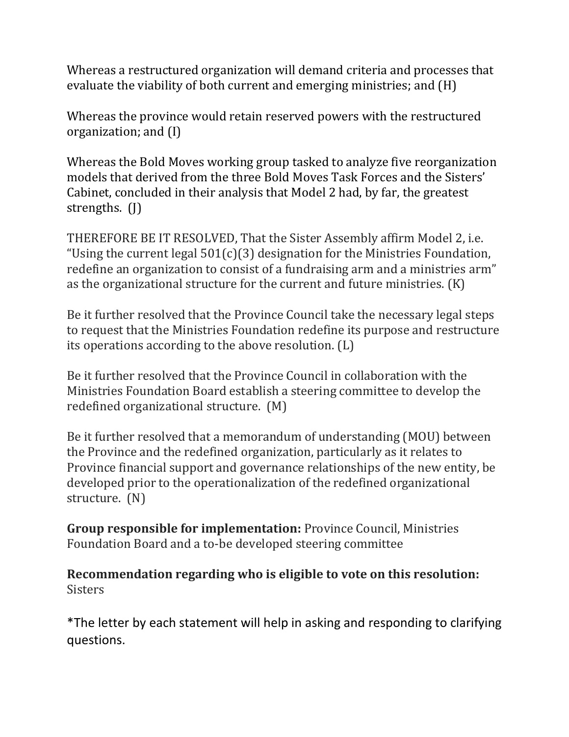Whereas a restructured organization will demand criteria and processes that evaluate the viability of both current and emerging ministries; and (H)

Whereas the province would retain reserved powers with the restructured organization; and (I)

Whereas the Bold Moves working group tasked to analyze five reorganization models that derived from the three Bold Moves Task Forces and the Sisters' Cabinet, concluded in their analysis that Model 2 had, by far, the greatest strengths. (J)

THEREFORE BE IT RESOLVED, That the Sister Assembly affirm Model 2, i.e. "Using the current legal 501(c)(3) designation for the Ministries Foundation, redefine an organization to consist of a fundraising arm and a ministries arm" as the organizational structure for the current and future ministries. (K)

Be it further resolved that the Province Council take the necessary legal steps to request that the Ministries Foundation redefine its purpose and restructure its operations according to the above resolution. (L)

Be it further resolved that the Province Council in collaboration with the Ministries Foundation Board establish a steering committee to develop the redefined organizational structure. (M)

Be it further resolved that a memorandum of understanding (MOU) between the Province and the redefined organization, particularly as it relates to Province financial support and governance relationships of the new entity, be developed prior to the operationalization of the redefined organizational structure. (N)

**Group responsible for implementation:** Province Council, Ministries Foundation Board and a to-be developed steering committee

**Recommendation regarding who is eligible to vote on this resolution:** Sisters

*The letter by each statement will help in asking and responding to clarifying questions.